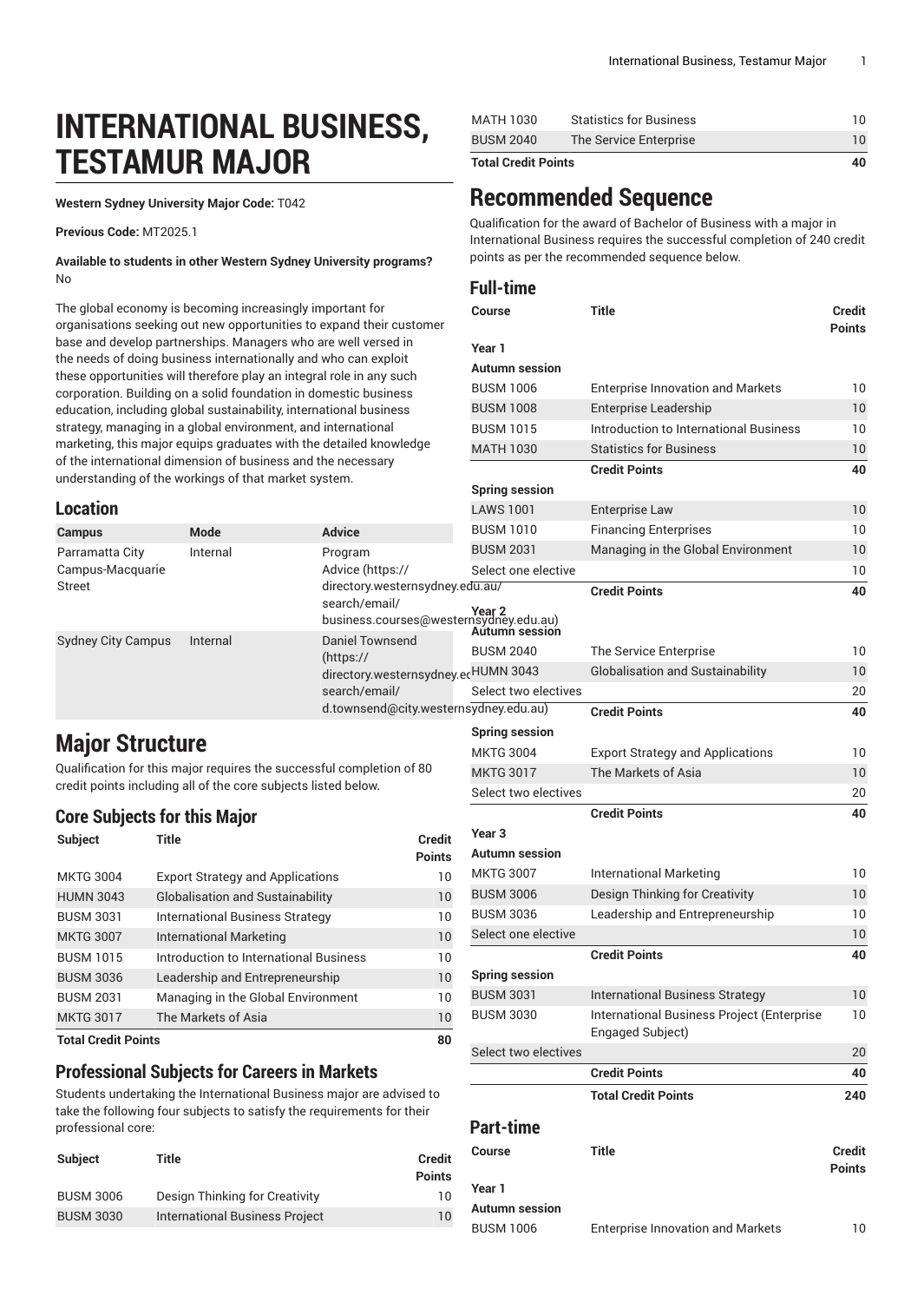# INTERNATIONAL BUSINESS, TESTAMUR MAJOR

**Western Sydney University Major Code:** T042

**Previous Code:** MT2025.1

**Available to students in other Western Sydney University programs?** No

The global economy is becoming increasingly important for organisations seeking out new opportunities to expand their customer base and develop partnerships. Managers who are well versed in the needs of doing business internationally and who can exploit these opportunities will therefore play an integral role in any such corporation. Building on a solid foundation in domestic business education, including global sustainability, international business strategy, managing in a global environment, and international marketing, this major equips graduates with the detailed knowledge of the international dimension of business and the necessary understanding of the workings of that market system.

## Location

| Campus | Mode | Advice |
|---|---|---|
| Parramatta City Campus-Macquarie Street | Internal | Program Advice (https://directory.westernsydney.edu.au/search/email/business.courses@westernsydney.edu.au) |
| Sydney City Campus | Internal | Daniel Townsend (https://directory.westernsydney.edu.au/search/email/d.townsend@city.westernsydney.edu.au) |

# Major Structure

Qualification for this major requires the successful completion of 80 credit points including all of the core subjects listed below.

## Core Subjects for this Major

| Subject | Title | Credit Points |
|---|---|---|
| MKTG 3004 | Export Strategy and Applications | 10 |
| HUMN 3043 | Globalisation and Sustainability | 10 |
| BUSM 3031 | International Business Strategy | 10 |
| MKTG 3007 | International Marketing | 10 |
| BUSM 1015 | Introduction to International Business | 10 |
| BUSM 3036 | Leadership and Entrepreneurship | 10 |
| BUSM 2031 | Managing in the Global Environment | 10 |
| MKTG 3017 | The Markets of Asia | 10 |
| **Total Credit Points** | | **80** |

## Professional Subjects for Careers in Markets

Students undertaking the International Business major are advised to take the following four subjects to satisfy the requirements for their professional core:

| Subject | Title | Credit Points |
|---|---|---|
| BUSM 3006 | Design Thinking for Creativity | 10 |
| BUSM 3030 | International Business Project | 10 |
| MATH 1030 | Statistics for Business | 10 |
| BUSM 2040 | The Service Enterprise | 10 |
| **Total Credit Points** | | **40** |

# Recommended Sequence

Qualification for the award of Bachelor of Business with a major in International Business requires the successful completion of 240 credit points as per the recommended sequence below.

## Full-time

| Course | Title | Credit Points |
|---|---|---|
| **Year 1** | | |
| **Autumn session** | | |
| BUSM 1006 | Enterprise Innovation and Markets | 10 |
| BUSM 1008 | Enterprise Leadership | 10 |
| BUSM 1015 | Introduction to International Business | 10 |
| MATH 1030 | Statistics for Business | 10 |
| | **Credit Points** | **40** |
| **Spring session** | | |
| LAWS 1001 | Enterprise Law | 10 |
| BUSM 1010 | Financing Enterprises | 10 |
| BUSM 2031 | Managing in the Global Environment | 10 |
| Select one elective | | 10 |
| | **Credit Points** | **40** |
| **Year 2** | | |
| **Autumn session** | | |
| BUSM 2040 | The Service Enterprise | 10 |
| HUMN 3043 | Globalisation and Sustainability | 10 |
| Select two electives | | 20 |
| | **Credit Points** | **40** |
| **Spring session** | | |
| MKTG 3004 | Export Strategy and Applications | 10 |
| MKTG 3017 | The Markets of Asia | 10 |
| Select two electives | | 20 |
| | **Credit Points** | **40** |
| **Year 3** | | |
| **Autumn session** | | |
| MKTG 3007 | International Marketing | 10 |
| BUSM 3006 | Design Thinking for Creativity | 10 |
| BUSM 3036 | Leadership and Entrepreneurship | 10 |
| Select one elective | | 10 |
| | **Credit Points** | **40** |
| **Spring session** | | |
| BUSM 3031 | International Business Strategy | 10 |
| BUSM 3030 | International Business Project (Enterprise Engaged Subject) | 10 |
| Select two electives | | 20 |
| | **Credit Points** | **40** |
| | **Total Credit Points** | **240** |

## Part-time

| Course | Title | Credit Points |
|---|---|---|
| **Year 1** | | |
| **Autumn session** | | |
| BUSM 1006 | Enterprise Innovation and Markets | 10 |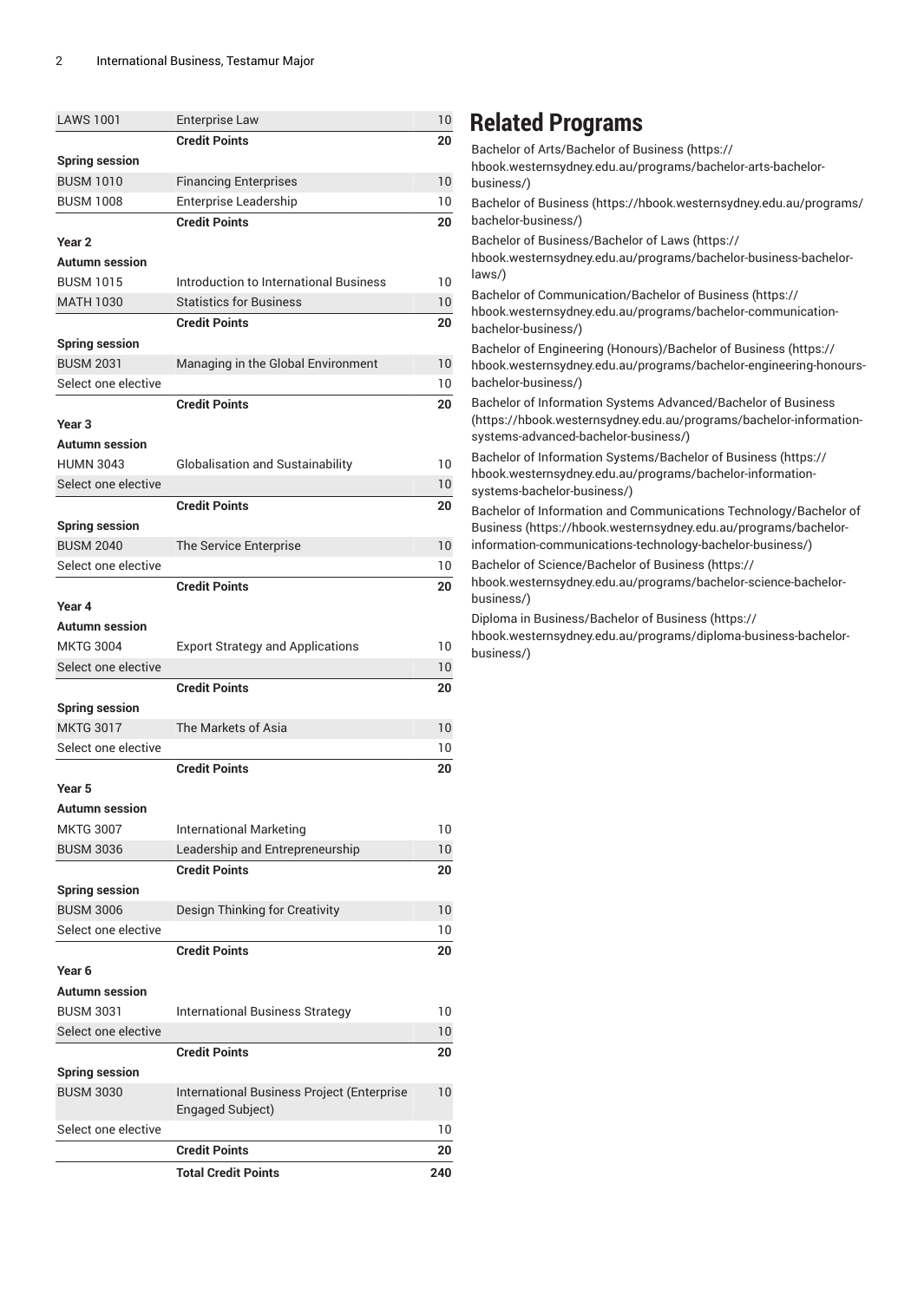| | | |
|---|---|---|
| LAWS 1001 | Enterprise Law | 10 |
| | **Credit Points** | **20** |
| **Spring session** | | |
| BUSM 1010 | Financing Enterprises | 10 |
| BUSM 1008 | Enterprise Leadership | 10 |
| | **Credit Points** | **20** |
| **Year 2** | | |
| **Autumn session** | | |
| BUSM 1015 | Introduction to International Business | 10 |
| MATH 1030 | Statistics for Business | 10 |
| | **Credit Points** | **20** |
| **Spring session** | | |
| BUSM 2031 | Managing in the Global Environment | 10 |
| Select one elective | | 10 |
| | **Credit Points** | **20** |
| **Year 3** | | |
| **Autumn session** | | |
| HUMN 3043 | Globalisation and Sustainability | 10 |
| Select one elective | | 10 |
| | **Credit Points** | **20** |
| **Spring session** | | |
| BUSM 2040 | The Service Enterprise | 10 |
| Select one elective | | 10 |
| | **Credit Points** | **20** |
| **Year 4** | | |
| **Autumn session** | | |
| MKTG 3004 | Export Strategy and Applications | 10 |
| Select one elective | | 10 |
| | **Credit Points** | **20** |
| **Spring session** | | |
| MKTG 3017 | The Markets of Asia | 10 |
| Select one elective | | 10 |
| | **Credit Points** | **20** |
| **Year 5** | | |
| **Autumn session** | | |
| MKTG 3007 | International Marketing | 10 |
| BUSM 3036 | Leadership and Entrepreneurship | 10 |
| | **Credit Points** | **20** |
| **Spring session** | | |
| BUSM 3006 | Design Thinking for Creativity | 10 |
| Select one elective | | 10 |
| | **Credit Points** | **20** |
| **Year 6** | | |
| **Autumn session** | | |
| BUSM 3031 | International Business Strategy | 10 |
| Select one elective | | 10 |
| | **Credit Points** | **20** |
| **Spring session** | | |
| BUSM 3030 | International Business Project (Enterprise Engaged Subject) | 10 |
| Select one elective | | 10 |
| | **Credit Points** | **20** |
| | **Total Credit Points** | **240** |

# Related Programs

Bachelor of Arts/Bachelor of Business (https://hbook.westernsydney.edu.au/programs/bachelor-arts-bachelor-business/)

Bachelor of Business (https://hbook.westernsydney.edu.au/programs/bachelor-business/)

Bachelor of Business/Bachelor of Laws (https://hbook.westernsydney.edu.au/programs/bachelor-business-bachelor-laws/)

Bachelor of Communication/Bachelor of Business (https://hbook.westernsydney.edu.au/programs/bachelor-communication-bachelor-business/)

Bachelor of Engineering (Honours)/Bachelor of Business (https://hbook.westernsydney.edu.au/programs/bachelor-engineering-honours-bachelor-business/)

Bachelor of Information Systems Advanced/Bachelor of Business (https://hbook.westernsydney.edu.au/programs/bachelor-information-systems-advanced-bachelor-business/)

Bachelor of Information Systems/Bachelor of Business (https://hbook.westernsydney.edu.au/programs/bachelor-information-systems-bachelor-business/)

Bachelor of Information and Communications Technology/Bachelor of Business (https://hbook.westernsydney.edu.au/programs/bachelor-information-communications-technology-bachelor-business/)

Bachelor of Science/Bachelor of Business (https://hbook.westernsydney.edu.au/programs/bachelor-science-bachelor-business/)

Diploma in Business/Bachelor of Business (https://hbook.westernsydney.edu.au/programs/diploma-business-bachelor-business/)